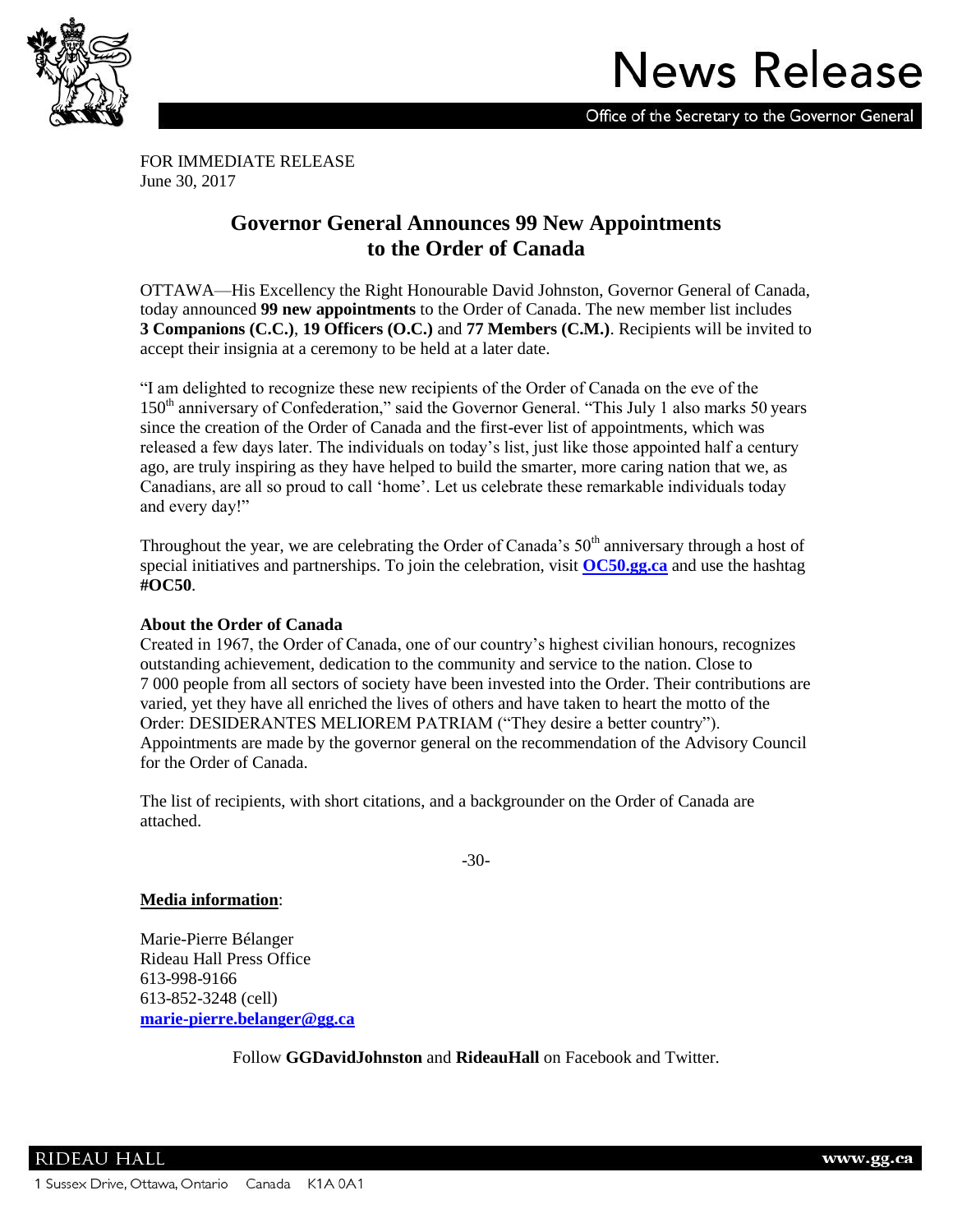# News Release

Office of the Secretary to the Governor General

FOR IMMEDIATE RELEASE
June 30, 2017

## Governor General Announces 99 New Appointments to the Order of Canada

OTTAWA—His Excellency the Right Honourable David Johnston, Governor General of Canada, today announced **99 new appointments** to the Order of Canada. The new member list includes **3 Companions (C.C.)**, **19 Officers (O.C.)** and **77 Members (C.M.)**. Recipients will be invited to accept their insignia at a ceremony to be held at a later date.

"I am delighted to recognize these new recipients of the Order of Canada on the eve of the 150th anniversary of Confederation," said the Governor General. "This July 1 also marks 50 years since the creation of the Order of Canada and the first-ever list of appointments, which was released a few days later. The individuals on today's list, just like those appointed half a century ago, are truly inspiring as they have helped to build the smarter, more caring nation that we, as Canadians, are all so proud to call 'home'. Let us celebrate these remarkable individuals today and every day!"

Throughout the year, we are celebrating the Order of Canada's 50th anniversary through a host of special initiatives and partnerships. To join the celebration, visit **OC50.gg.ca** and use the hashtag **#OC50**.

**About the Order of Canada**
Created in 1967, the Order of Canada, one of our country's highest civilian honours, recognizes outstanding achievement, dedication to the community and service to the nation. Close to 7 000 people from all sectors of society have been invested into the Order. Their contributions are varied, yet they have all enriched the lives of others and have taken to heart the motto of the Order: DESIDERANTES MELIOREM PATRIAM ("They desire a better country"). Appointments are made by the governor general on the recommendation of the Advisory Council for the Order of Canada.

The list of recipients, with short citations, and a backgrounder on the Order of Canada are attached.

-30-

**Media information**:

Marie-Pierre Bélanger
Rideau Hall Press Office
613-998-9166
613-852-3248 (cell)
**marie-pierre.belanger@gg.ca**

Follow **GGDavidJohnston** and **RideauHall** on Facebook and Twitter.

RIDEAU HALL
www.gg.ca
1 Sussex Drive, Ottawa, Ontario Canada K1A 0A1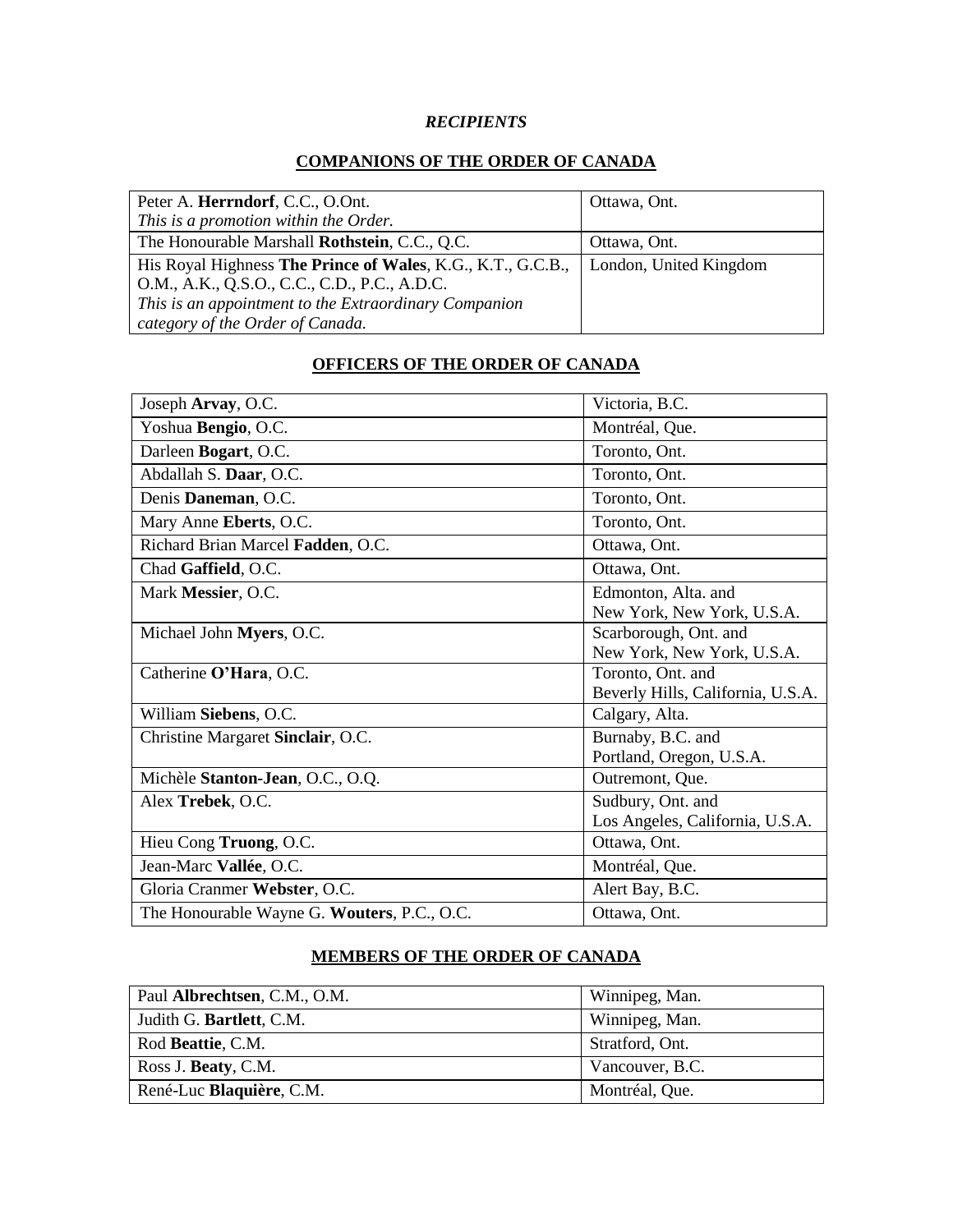***RECIPIENTS***

## COMPANIONS OF THE ORDER OF CANADA

| | |
|---|---|
| Peter A. **Herrndorf**, C.C., O.Ont.<br>*This is a promotion within the Order.* | Ottawa, Ont. |
| The Honourable Marshall **Rothstein**, C.C., Q.C. | Ottawa, Ont. |
| His Royal Highness **The Prince of Wales**, K.G., K.T., G.C.B., O.M., A.K., Q.S.O., C.C., C.D., P.C., A.D.C.<br>*This is an appointment to the Extraordinary Companion category of the Order of Canada.* | London, United Kingdom |

## OFFICERS OF THE ORDER OF CANADA

| | |
|---|---|
| Joseph **Arvay**, O.C. | Victoria, B.C. |
| Yoshua **Bengio**, O.C. | Montréal, Que. |
| Darleen **Bogart**, O.C. | Toronto, Ont. |
| Abdallah S. **Daar**, O.C. | Toronto, Ont. |
| Denis **Daneman**, O.C. | Toronto, Ont. |
| Mary Anne **Eberts**, O.C. | Toronto, Ont. |
| Richard Brian Marcel **Fadden**, O.C. | Ottawa, Ont. |
| Chad **Gaffield**, O.C. | Ottawa, Ont. |
| Mark **Messier**, O.C. | Edmonton, Alta. and<br>New York, New York, U.S.A. |
| Michael John **Myers**, O.C. | Scarborough, Ont. and<br>New York, New York, U.S.A. |
| Catherine **O'Hara**, O.C. | Toronto, Ont. and<br>Beverly Hills, California, U.S.A. |
| William **Siebens**, O.C. | Calgary, Alta. |
| Christine Margaret **Sinclair**, O.C. | Burnaby, B.C. and<br>Portland, Oregon, U.S.A. |
| Michèle **Stanton-Jean**, O.C., O.Q. | Outremont, Que. |
| Alex **Trebek**, O.C. | Sudbury, Ont. and<br>Los Angeles, California, U.S.A. |
| Hieu Cong **Truong**, O.C. | Ottawa, Ont. |
| Jean-Marc **Vallée**, O.C. | Montréal, Que. |
| Gloria Cranmer **Webster**, O.C. | Alert Bay, B.C. |
| The Honourable Wayne G. **Wouters**, P.C., O.C. | Ottawa, Ont. |

## MEMBERS OF THE ORDER OF CANADA

| | |
|---|---|
| Paul **Albrechtsen**, C.M., O.M. | Winnipeg, Man. |
| Judith G. **Bartlett**, C.M. | Winnipeg, Man. |
| Rod **Beattie**, C.M. | Stratford, Ont. |
| Ross J. **Beaty**, C.M. | Vancouver, B.C. |
| René-Luc **Blaquière**, C.M. | Montréal, Que. |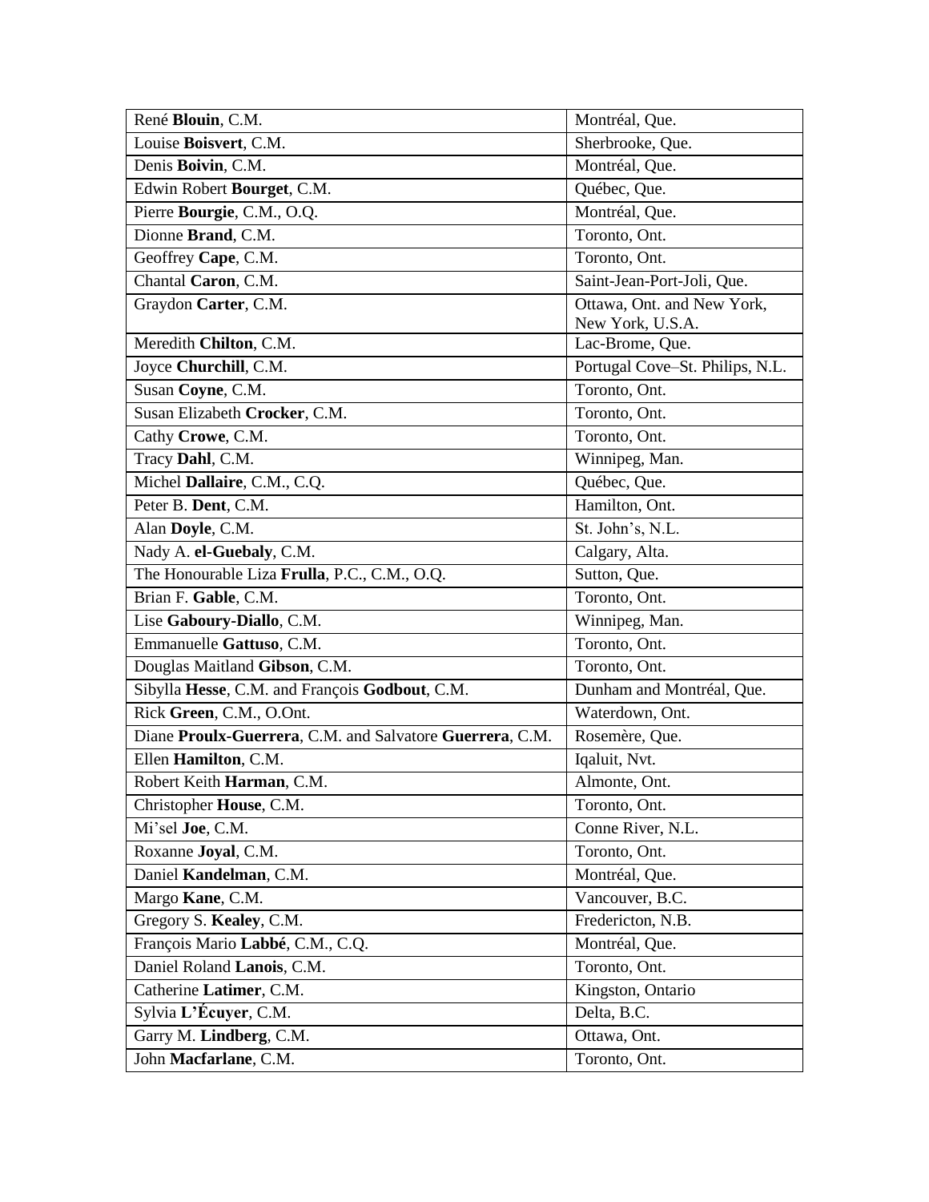| René **Blouin**, C.M. | Montréal, Que. |
|---|---|
| Louise **Boisvert**, C.M. | Sherbrooke, Que. |
| Denis **Boivin**, C.M. | Montréal, Que. |
| Edwin Robert **Bourget**, C.M. | Québec, Que. |
| Pierre **Bourgie**, C.M., O.Q. | Montréal, Que. |
| Dionne **Brand**, C.M. | Toronto, Ont. |
| Geoffrey **Cape**, C.M. | Toronto, Ont. |
| Chantal **Caron**, C.M. | Saint-Jean-Port-Joli, Que. |
| Graydon **Carter**, C.M. | Ottawa, Ont. and New York, New York, U.S.A. |
| Meredith **Chilton**, C.M. | Lac-Brome, Que. |
| Joyce **Churchill**, C.M. | Portugal Cove–St. Philips, N.L. |
| Susan **Coyne**, C.M. | Toronto, Ont. |
| Susan Elizabeth **Crocker**, C.M. | Toronto, Ont. |
| Cathy **Crowe**, C.M. | Toronto, Ont. |
| Tracy **Dahl**, C.M. | Winnipeg, Man. |
| Michel **Dallaire**, C.M., C.Q. | Québec, Que. |
| Peter B. **Dent**, C.M. | Hamilton, Ont. |
| Alan **Doyle**, C.M. | St. John's, N.L. |
| Nady A. **el-Guebaly**, C.M. | Calgary, Alta. |
| The Honourable Liza **Frulla**, P.C., C.M., O.Q. | Sutton, Que. |
| Brian F. **Gable**, C.M. | Toronto, Ont. |
| Lise **Gaboury-Diallo**, C.M. | Winnipeg, Man. |
| Emmanuelle **Gattuso**, C.M. | Toronto, Ont. |
| Douglas Maitland **Gibson**, C.M. | Toronto, Ont. |
| Sibylla **Hesse**, C.M. and François **Godbout**, C.M. | Dunham and Montréal, Que. |
| Rick **Green**, C.M., O.Ont. | Waterdown, Ont. |
| Diane **Proulx-Guerrera**, C.M. and Salvatore **Guerrera**, C.M. | Rosemère, Que. |
| Ellen **Hamilton**, C.M. | Iqaluit, Nvt. |
| Robert Keith **Harman**, C.M. | Almonte, Ont. |
| Christopher **House**, C.M. | Toronto, Ont. |
| Mi'sel **Joe**, C.M. | Conne River, N.L. |
| Roxanne **Joyal**, C.M. | Toronto, Ont. |
| Daniel **Kandelman**, C.M. | Montréal, Que. |
| Margo **Kane**, C.M. | Vancouver, B.C. |
| Gregory S. **Kealey**, C.M. | Fredericton, N.B. |
| François Mario **Labbé**, C.M., C.Q. | Montréal, Que. |
| Daniel Roland **Lanois**, C.M. | Toronto, Ont. |
| Catherine **Latimer**, C.M. | Kingston, Ontario |
| Sylvia **L'Écuyer**, C.M. | Delta, B.C. |
| Garry M. **Lindberg**, C.M. | Ottawa, Ont. |
| John **Macfarlane**, C.M. | Toronto, Ont. |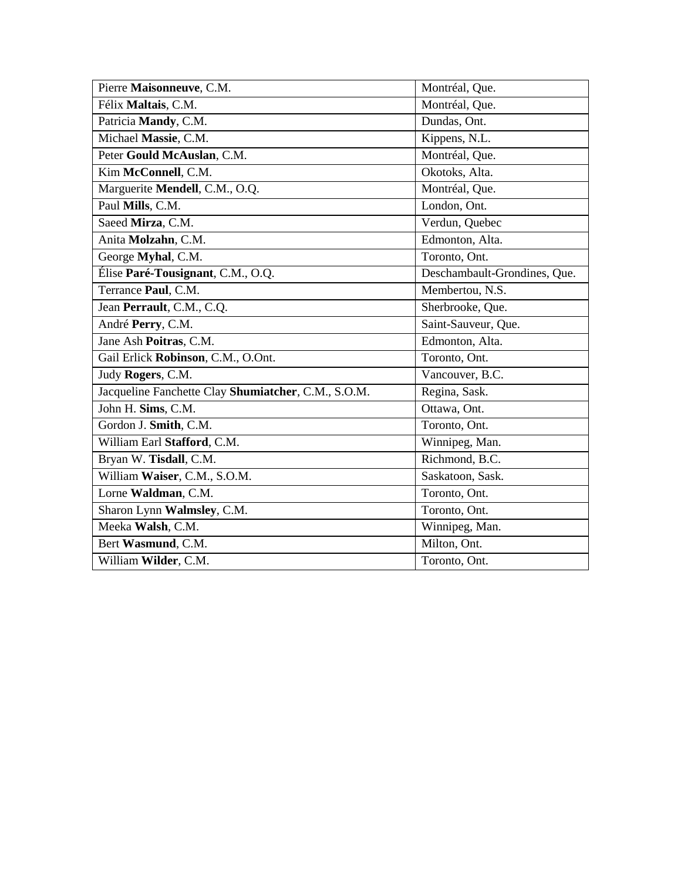| | |
|---|---|
| Pierre **Maisonneuve**, C.M. | Montréal, Que. |
| Félix **Maltais**, C.M. | Montréal, Que. |
| Patricia **Mandy**, C.M. | Dundas, Ont. |
| Michael **Massie**, C.M. | Kippens, N.L. |
| Peter **Gould McAuslan**, C.M. | Montréal, Que. |
| Kim **McConnell**, C.M. | Okotoks, Alta. |
| Marguerite **Mendell**, C.M., O.Q. | Montréal, Que. |
| Paul **Mills**, C.M. | London, Ont. |
| Saeed **Mirza**, C.M. | Verdun, Quebec |
| Anita **Molzahn**, C.M. | Edmonton, Alta. |
| George **Myhal**, C.M. | Toronto, Ont. |
| Élise **Paré-Tousignant**, C.M., O.Q. | Deschambault-Grondines, Que. |
| Terrance **Paul**, C.M. | Membertou, N.S. |
| Jean **Perrault**, C.M., C.Q. | Sherbrooke, Que. |
| André **Perry**, C.M. | Saint-Sauveur, Que. |
| Jane Ash **Poitras**, C.M. | Edmonton, Alta. |
| Gail Erlick **Robinson**, C.M., O.Ont. | Toronto, Ont. |
| Judy **Rogers**, C.M. | Vancouver, B.C. |
| Jacqueline Fanchette Clay **Shumiatcher**, C.M., S.O.M. | Regina, Sask. |
| John H. **Sims**, C.M. | Ottawa, Ont. |
| Gordon J. **Smith**, C.M. | Toronto, Ont. |
| William Earl **Stafford**, C.M. | Winnipeg, Man. |
| Bryan W. **Tisdall**, C.M. | Richmond, B.C. |
| William **Waiser**, C.M., S.O.M. | Saskatoon, Sask. |
| Lorne **Waldman**, C.M. | Toronto, Ont. |
| Sharon Lynn **Walmsley**, C.M. | Toronto, Ont. |
| Meeka **Walsh**, C.M. | Winnipeg, Man. |
| Bert **Wasmund**, C.M. | Milton, Ont. |
| William **Wilder**, C.M. | Toronto, Ont. |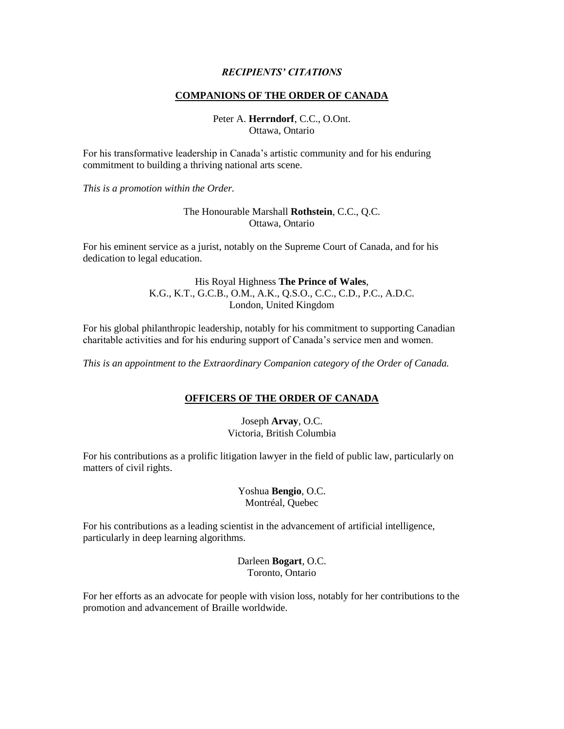***RECIPIENTS' CITATIONS***

## COMPANIONS OF THE ORDER OF CANADA

Peter A. **Herrndorf**, C.C., O.Ont.
Ottawa, Ontario

For his transformative leadership in Canada's artistic community and for his enduring commitment to building a thriving national arts scene.

*This is a promotion within the Order.*

The Honourable Marshall **Rothstein**, C.C., Q.C.
Ottawa, Ontario

For his eminent service as a jurist, notably on the Supreme Court of Canada, and for his dedication to legal education.

His Royal Highness **The Prince of Wales**,
K.G., K.T., G.C.B., O.M., A.K., Q.S.O., C.C., C.D., P.C., A.D.C.
London, United Kingdom

For his global philanthropic leadership, notably for his commitment to supporting Canadian charitable activities and for his enduring support of Canada's service men and women.

*This is an appointment to the Extraordinary Companion category of the Order of Canada.*

## OFFICERS OF THE ORDER OF CANADA

Joseph **Arvay**, O.C.
Victoria, British Columbia

For his contributions as a prolific litigation lawyer in the field of public law, particularly on matters of civil rights.

Yoshua **Bengio**, O.C.
Montréal, Quebec

For his contributions as a leading scientist in the advancement of artificial intelligence, particularly in deep learning algorithms.

Darleen **Bogart**, O.C.
Toronto, Ontario

For her efforts as an advocate for people with vision loss, notably for her contributions to the promotion and advancement of Braille worldwide.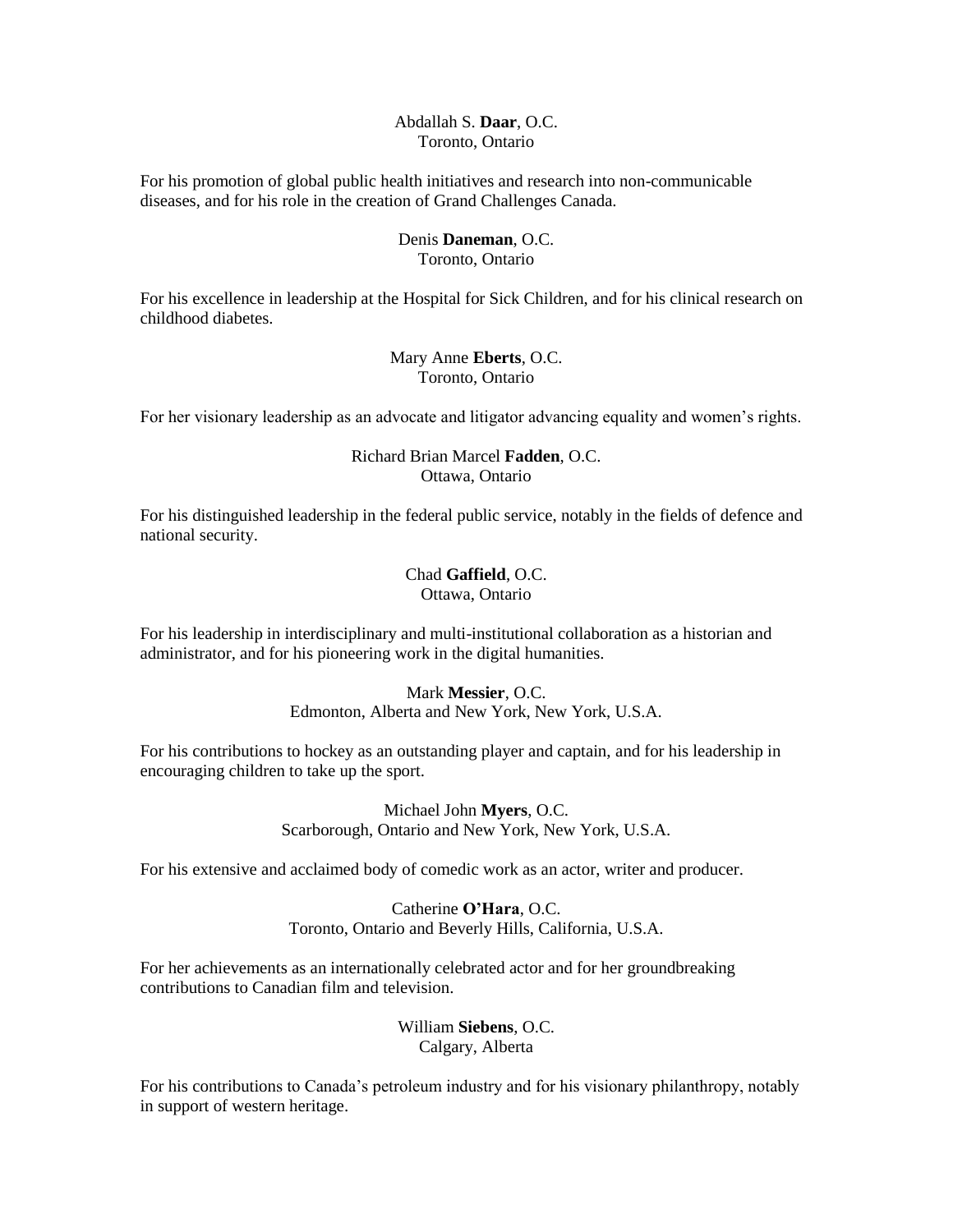Abdallah S. **Daar**, O.C.
Toronto, Ontario

For his promotion of global public health initiatives and research into non-communicable diseases, and for his role in the creation of Grand Challenges Canada.

Denis **Daneman**, O.C.
Toronto, Ontario

For his excellence in leadership at the Hospital for Sick Children, and for his clinical research on childhood diabetes.

Mary Anne **Eberts**, O.C.
Toronto, Ontario

For her visionary leadership as an advocate and litigator advancing equality and women's rights.

Richard Brian Marcel **Fadden**, O.C.
Ottawa, Ontario

For his distinguished leadership in the federal public service, notably in the fields of defence and national security.

Chad **Gaffield**, O.C.
Ottawa, Ontario

For his leadership in interdisciplinary and multi-institutional collaboration as a historian and administrator, and for his pioneering work in the digital humanities.

Mark **Messier**, O.C.
Edmonton, Alberta and New York, New York, U.S.A.

For his contributions to hockey as an outstanding player and captain, and for his leadership in encouraging children to take up the sport.

Michael John **Myers**, O.C.
Scarborough, Ontario and New York, New York, U.S.A.

For his extensive and acclaimed body of comedic work as an actor, writer and producer.

Catherine **O'Hara**, O.C.
Toronto, Ontario and Beverly Hills, California, U.S.A.

For her achievements as an internationally celebrated actor and for her groundbreaking contributions to Canadian film and television.

William **Siebens**, O.C.
Calgary, Alberta

For his contributions to Canada's petroleum industry and for his visionary philanthropy, notably in support of western heritage.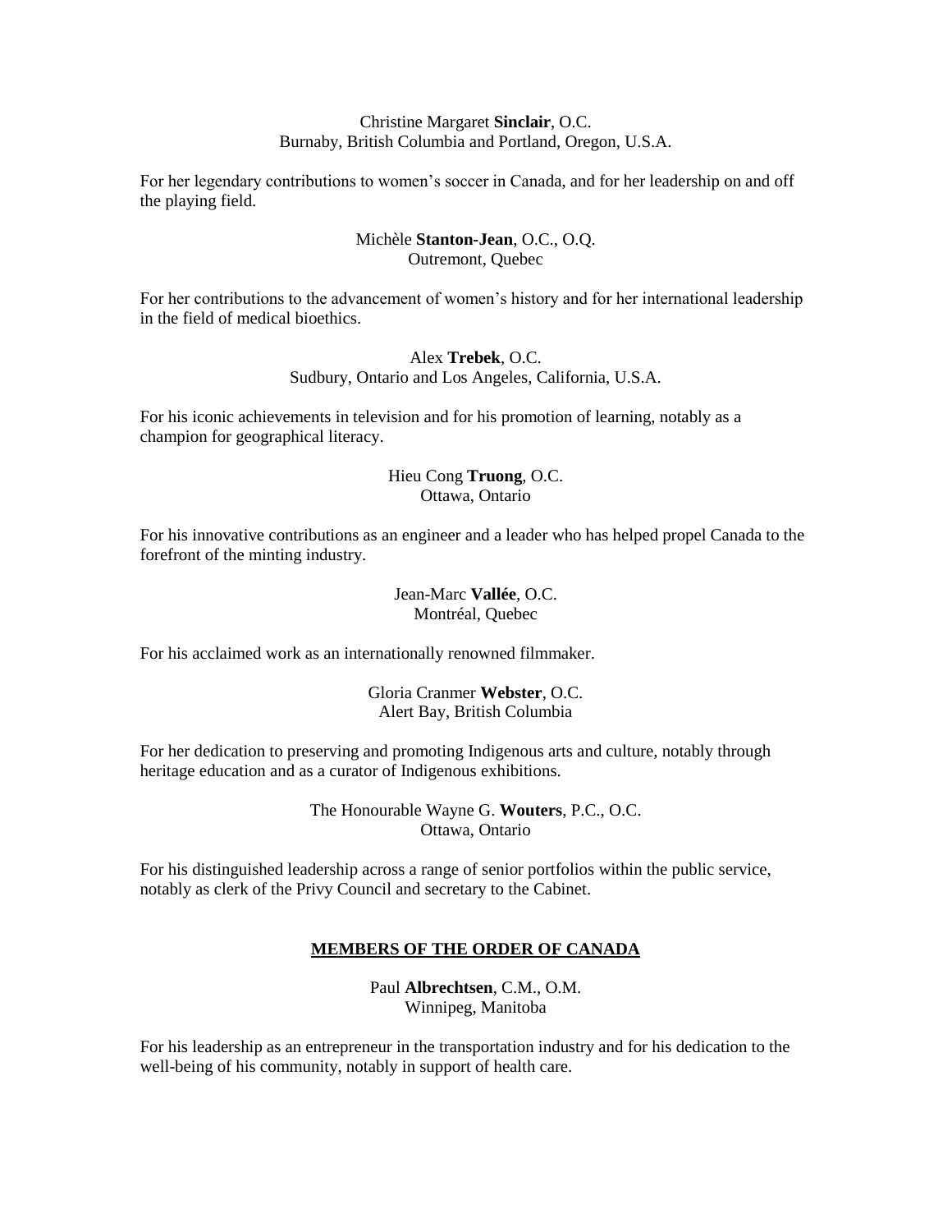Christine Margaret **Sinclair**, O.C.
Burnaby, British Columbia and Portland, Oregon, U.S.A.

For her legendary contributions to women's soccer in Canada, and for her leadership on and off the playing field.

Michèle **Stanton-Jean**, O.C., O.Q.
Outremont, Quebec

For her contributions to the advancement of women's history and for her international leadership in the field of medical bioethics.

Alex **Trebek**, O.C.
Sudbury, Ontario and Los Angeles, California, U.S.A.

For his iconic achievements in television and for his promotion of learning, notably as a champion for geographical literacy.

Hieu Cong **Truong**, O.C.
Ottawa, Ontario

For his innovative contributions as an engineer and a leader who has helped propel Canada to the forefront of the minting industry.

Jean-Marc **Vallée**, O.C.
Montréal, Quebec

For his acclaimed work as an internationally renowned filmmaker.

Gloria Cranmer **Webster**, O.C.
Alert Bay, British Columbia

For her dedication to preserving and promoting Indigenous arts and culture, notably through heritage education and as a curator of Indigenous exhibitions.

The Honourable Wayne G. **Wouters**, P.C., O.C.
Ottawa, Ontario

For his distinguished leadership across a range of senior portfolios within the public service, notably as clerk of the Privy Council and secretary to the Cabinet.

## MEMBERS OF THE ORDER OF CANADA

Paul **Albrechtsen**, C.M., O.M.
Winnipeg, Manitoba

For his leadership as an entrepreneur in the transportation industry and for his dedication to the well-being of his community, notably in support of health care.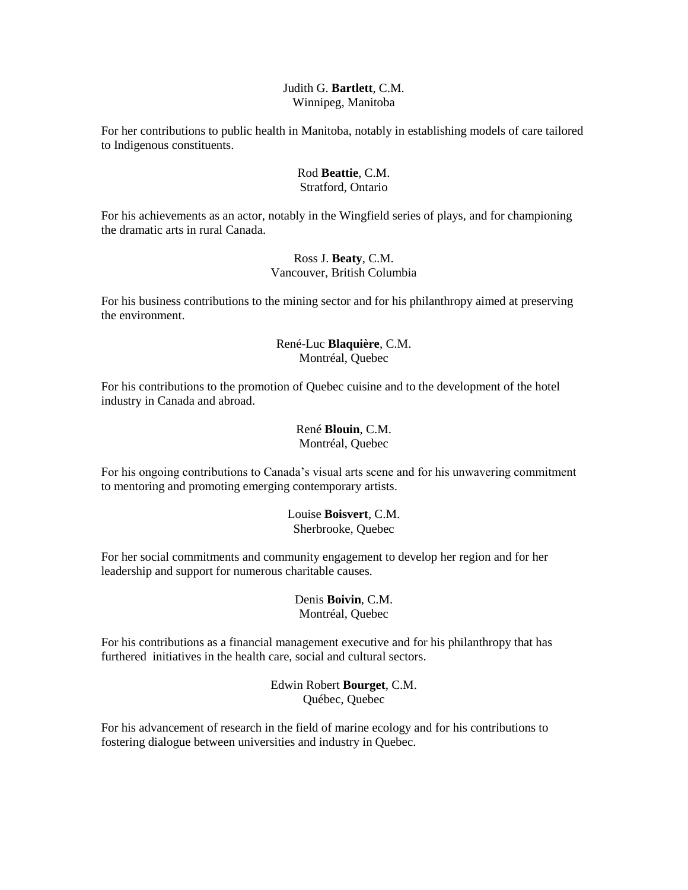Judith G. **Bartlett**, C.M.
Winnipeg, Manitoba

For her contributions to public health in Manitoba, notably in establishing models of care tailored to Indigenous constituents.

Rod **Beattie**, C.M.
Stratford, Ontario

For his achievements as an actor, notably in the Wingfield series of plays, and for championing the dramatic arts in rural Canada.

Ross J. **Beaty**, C.M.
Vancouver, British Columbia

For his business contributions to the mining sector and for his philanthropy aimed at preserving the environment.

René-Luc **Blaquière**, C.M.
Montréal, Quebec

For his contributions to the promotion of Quebec cuisine and to the development of the hotel industry in Canada and abroad.

René **Blouin**, C.M.
Montréal, Quebec

For his ongoing contributions to Canada's visual arts scene and for his unwavering commitment to mentoring and promoting emerging contemporary artists.

Louise **Boisvert**, C.M.
Sherbrooke, Quebec

For her social commitments and community engagement to develop her region and for her leadership and support for numerous charitable causes.

Denis **Boivin**, C.M.
Montréal, Quebec

For his contributions as a financial management executive and for his philanthropy that has furthered initiatives in the health care, social and cultural sectors.

Edwin Robert **Bourget**, C.M.
Québec, Quebec

For his advancement of research in the field of marine ecology and for his contributions to fostering dialogue between universities and industry in Quebec.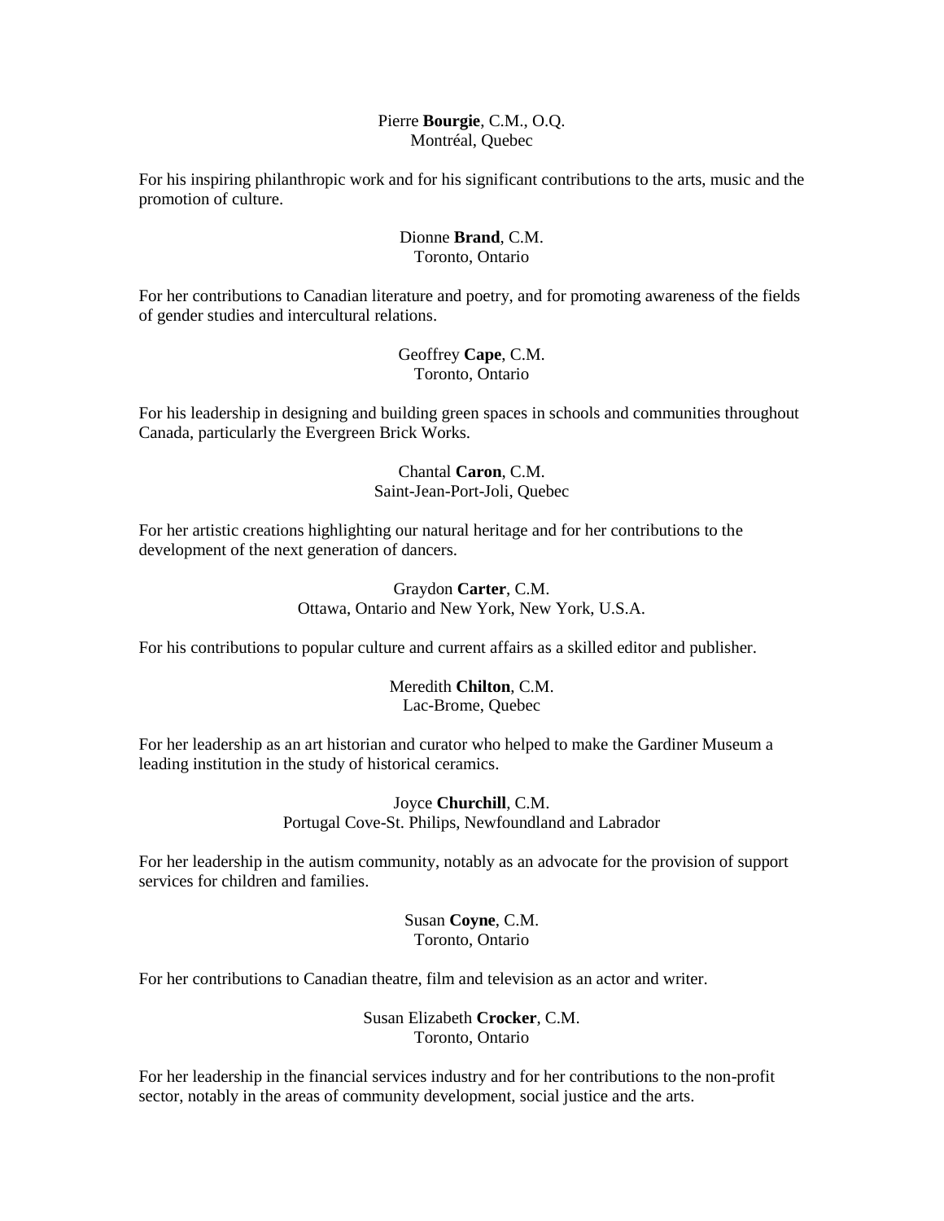Pierre **Bourgie**, C.M., O.Q.
Montréal, Quebec

For his inspiring philanthropic work and for his significant contributions to the arts, music and the promotion of culture.

Dionne **Brand**, C.M.
Toronto, Ontario

For her contributions to Canadian literature and poetry, and for promoting awareness of the fields of gender studies and intercultural relations.

Geoffrey **Cape**, C.M.
Toronto, Ontario

For his leadership in designing and building green spaces in schools and communities throughout Canada, particularly the Evergreen Brick Works.

Chantal **Caron**, C.M.
Saint-Jean-Port-Joli, Quebec

For her artistic creations highlighting our natural heritage and for her contributions to the development of the next generation of dancers.

Graydon **Carter**, C.M.
Ottawa, Ontario and New York, New York, U.S.A.

For his contributions to popular culture and current affairs as a skilled editor and publisher.

Meredith **Chilton**, C.M.
Lac-Brome, Quebec

For her leadership as an art historian and curator who helped to make the Gardiner Museum a leading institution in the study of historical ceramics.

Joyce **Churchill**, C.M.
Portugal Cove-St. Philips, Newfoundland and Labrador

For her leadership in the autism community, notably as an advocate for the provision of support services for children and families.

Susan **Coyne**, C.M.
Toronto, Ontario

For her contributions to Canadian theatre, film and television as an actor and writer.

Susan Elizabeth **Crocker**, C.M.
Toronto, Ontario

For her leadership in the financial services industry and for her contributions to the non-profit sector, notably in the areas of community development, social justice and the arts.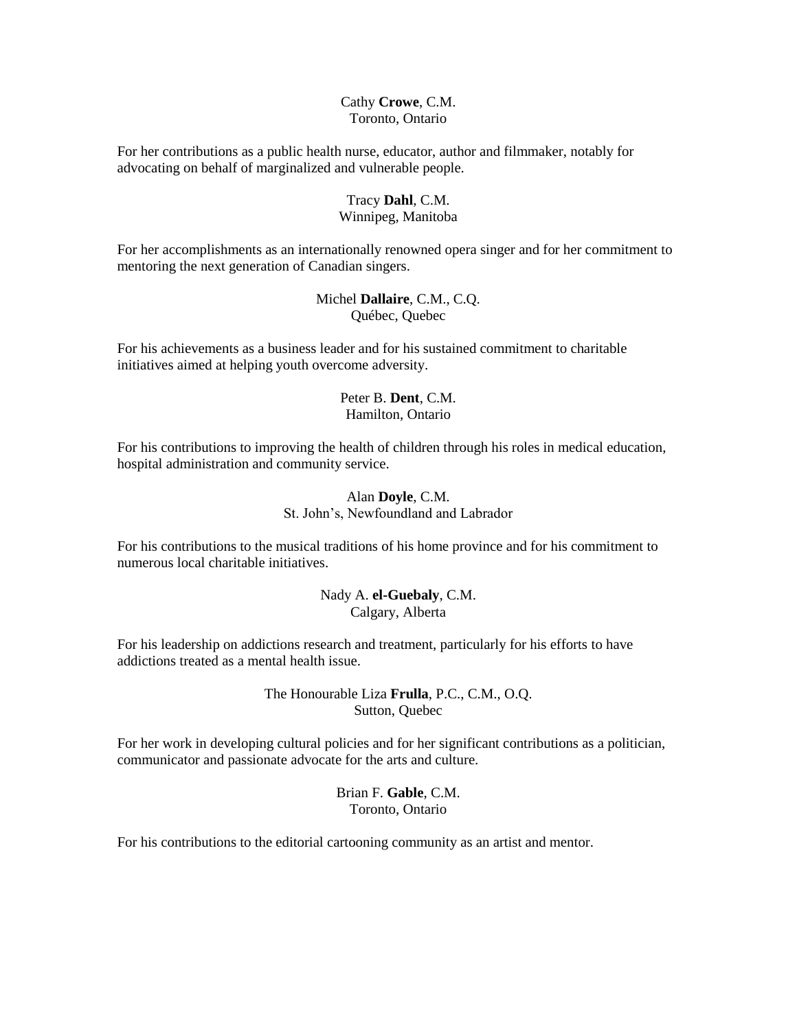Cathy **Crowe**, C.M.
Toronto, Ontario

For her contributions as a public health nurse, educator, author and filmmaker, notably for advocating on behalf of marginalized and vulnerable people.

Tracy **Dahl**, C.M.
Winnipeg, Manitoba

For her accomplishments as an internationally renowned opera singer and for her commitment to mentoring the next generation of Canadian singers.

Michel **Dallaire**, C.M., C.Q.
Québec, Quebec

For his achievements as a business leader and for his sustained commitment to charitable initiatives aimed at helping youth overcome adversity.

Peter B. **Dent**, C.M.
Hamilton, Ontario

For his contributions to improving the health of children through his roles in medical education, hospital administration and community service.

Alan **Doyle**, C.M.
St. John's, Newfoundland and Labrador

For his contributions to the musical traditions of his home province and for his commitment to numerous local charitable initiatives.

Nady A. **el-Guebaly**, C.M.
Calgary, Alberta

For his leadership on addictions research and treatment, particularly for his efforts to have addictions treated as a mental health issue.

The Honourable Liza **Frulla**, P.C., C.M., O.Q.
Sutton, Quebec

For her work in developing cultural policies and for her significant contributions as a politician, communicator and passionate advocate for the arts and culture.

Brian F. **Gable**, C.M.
Toronto, Ontario

For his contributions to the editorial cartooning community as an artist and mentor.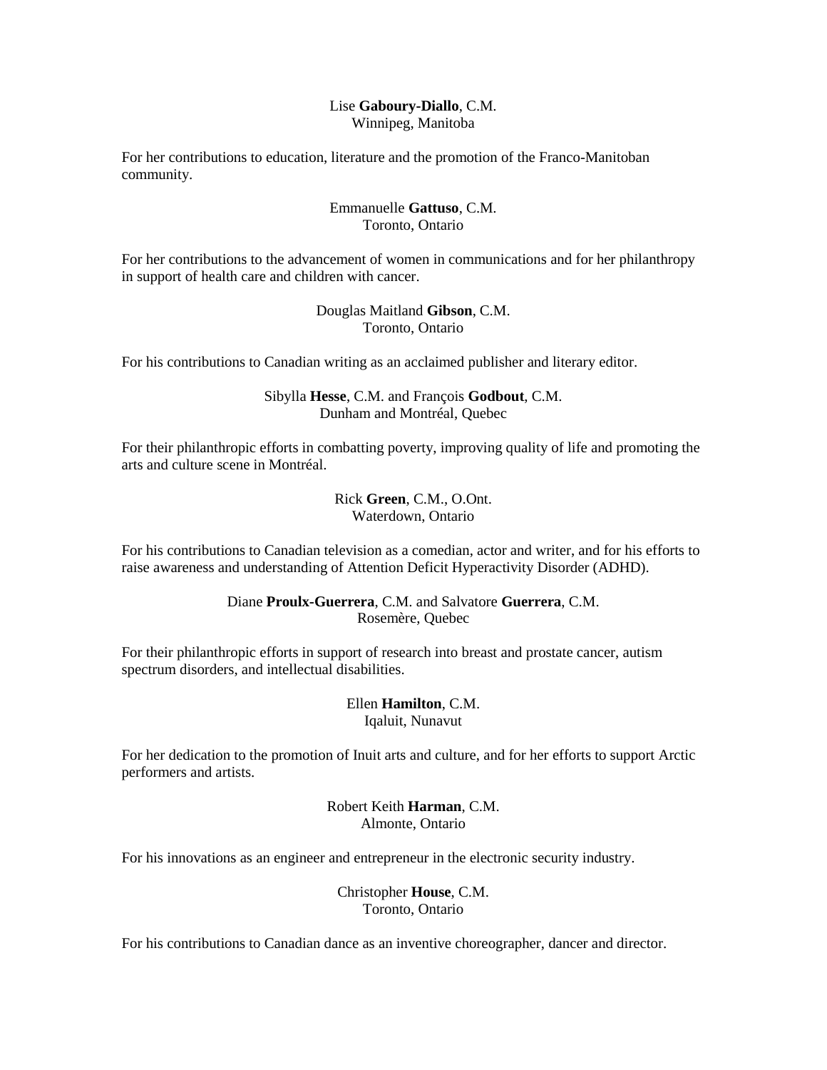Lise **Gaboury-Diallo**, C.M.
Winnipeg, Manitoba

For her contributions to education, literature and the promotion of the Franco-Manitoban community.

Emmanuelle **Gattuso**, C.M.
Toronto, Ontario

For her contributions to the advancement of women in communications and for her philanthropy in support of health care and children with cancer.

Douglas Maitland **Gibson**, C.M.
Toronto, Ontario

For his contributions to Canadian writing as an acclaimed publisher and literary editor.

Sibylla **Hesse**, C.M. and François **Godbout**, C.M.
Dunham and Montréal, Quebec

For their philanthropic efforts in combatting poverty, improving quality of life and promoting the arts and culture scene in Montréal.

Rick **Green**, C.M., O.Ont.
Waterdown, Ontario

For his contributions to Canadian television as a comedian, actor and writer, and for his efforts to raise awareness and understanding of Attention Deficit Hyperactivity Disorder (ADHD).

Diane **Proulx-Guerrera**, C.M. and Salvatore **Guerrera**, C.M.
Rosemère, Quebec

For their philanthropic efforts in support of research into breast and prostate cancer, autism spectrum disorders, and intellectual disabilities.

Ellen **Hamilton**, C.M.
Iqaluit, Nunavut

For her dedication to the promotion of Inuit arts and culture, and for her efforts to support Arctic performers and artists.

Robert Keith **Harman**, C.M.
Almonte, Ontario

For his innovations as an engineer and entrepreneur in the electronic security industry.

Christopher **House**, C.M.
Toronto, Ontario

For his contributions to Canadian dance as an inventive choreographer, dancer and director.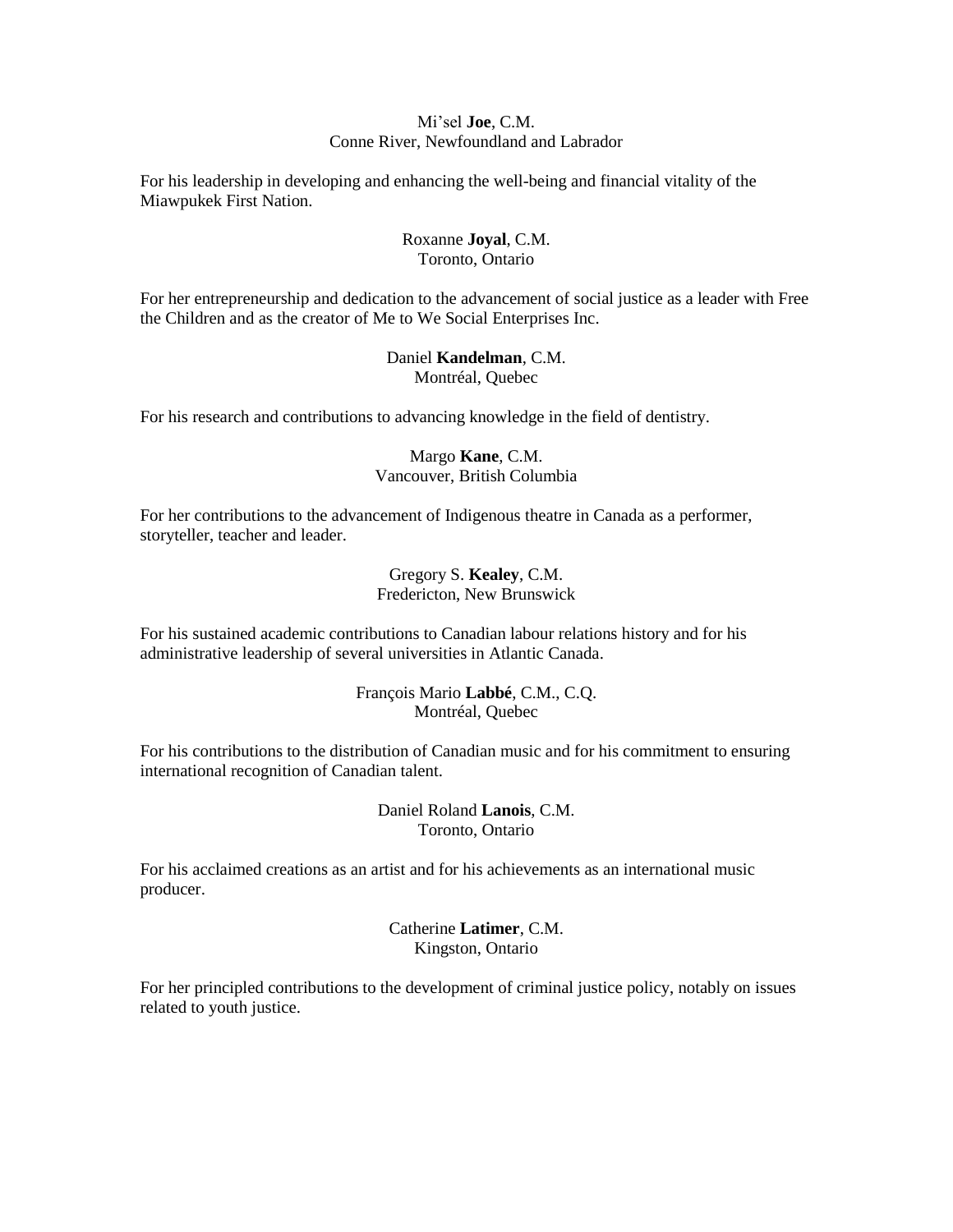Mi’sel **Joe**, C.M.
Conne River, Newfoundland and Labrador

For his leadership in developing and enhancing the well-being and financial vitality of the Miawpukek First Nation.

Roxanne **Joyal**, C.M.
Toronto, Ontario

For her entrepreneurship and dedication to the advancement of social justice as a leader with Free the Children and as the creator of Me to We Social Enterprises Inc.

Daniel **Kandelman**, C.M.
Montréal, Quebec

For his research and contributions to advancing knowledge in the field of dentistry.

Margo **Kane**, C.M.
Vancouver, British Columbia

For her contributions to the advancement of Indigenous theatre in Canada as a performer, storyteller, teacher and leader.

Gregory S. **Kealey**, C.M.
Fredericton, New Brunswick

For his sustained academic contributions to Canadian labour relations history and for his administrative leadership of several universities in Atlantic Canada.

François Mario **Labbé**, C.M., C.Q.
Montréal, Quebec

For his contributions to the distribution of Canadian music and for his commitment to ensuring international recognition of Canadian talent.

Daniel Roland **Lanois**, C.M.
Toronto, Ontario

For his acclaimed creations as an artist and for his achievements as an international music producer.

Catherine **Latimer**, C.M.
Kingston, Ontario

For her principled contributions to the development of criminal justice policy, notably on issues related to youth justice.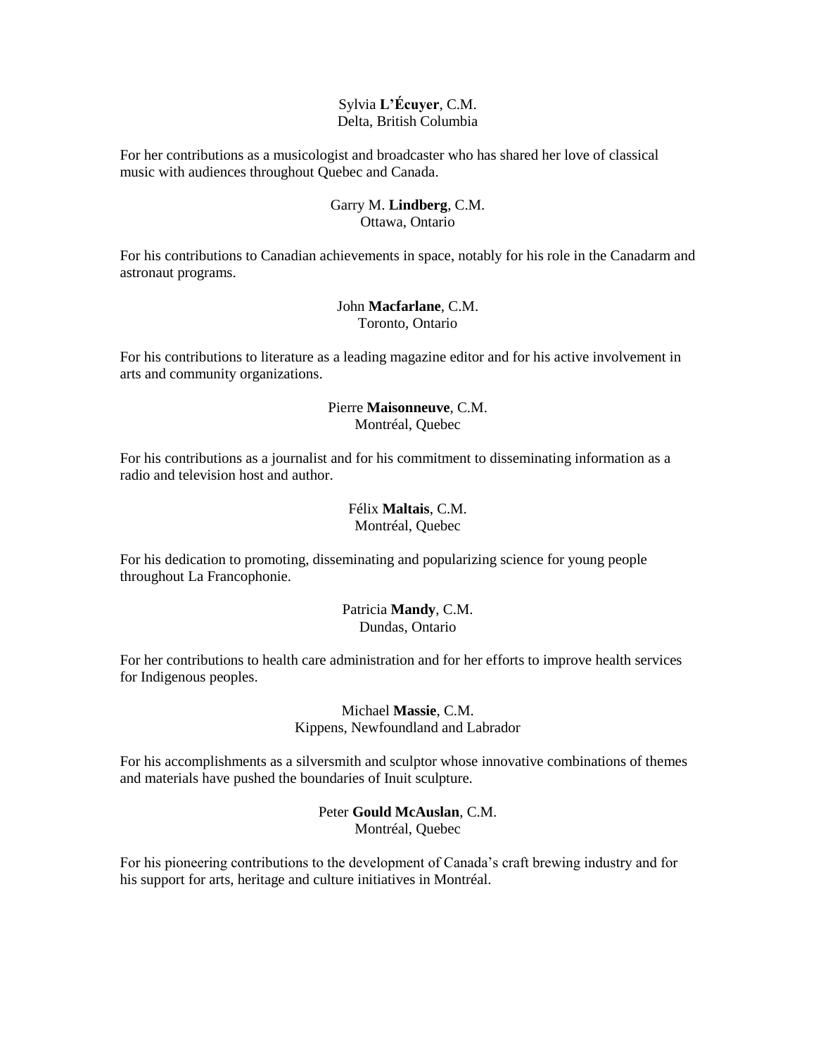Sylvia **L'Écuyer**, C.M.
Delta, British Columbia

For her contributions as a musicologist and broadcaster who has shared her love of classical music with audiences throughout Quebec and Canada.

Garry M. **Lindberg**, C.M.
Ottawa, Ontario

For his contributions to Canadian achievements in space, notably for his role in the Canadarm and astronaut programs.

John **Macfarlane**, C.M.
Toronto, Ontario

For his contributions to literature as a leading magazine editor and for his active involvement in arts and community organizations.

Pierre **Maisonneuve**, C.M.
Montréal, Quebec

For his contributions as a journalist and for his commitment to disseminating information as a radio and television host and author.

Félix **Maltais**, C.M.
Montréal, Quebec

For his dedication to promoting, disseminating and popularizing science for young people throughout La Francophonie.

Patricia **Mandy**, C.M.
Dundas, Ontario

For her contributions to health care administration and for her efforts to improve health services for Indigenous peoples.

Michael **Massie**, C.M.
Kippens, Newfoundland and Labrador

For his accomplishments as a silversmith and sculptor whose innovative combinations of themes and materials have pushed the boundaries of Inuit sculpture.

Peter **Gould McAuslan**, C.M.
Montréal, Quebec

For his pioneering contributions to the development of Canada's craft brewing industry and for his support for arts, heritage and culture initiatives in Montréal.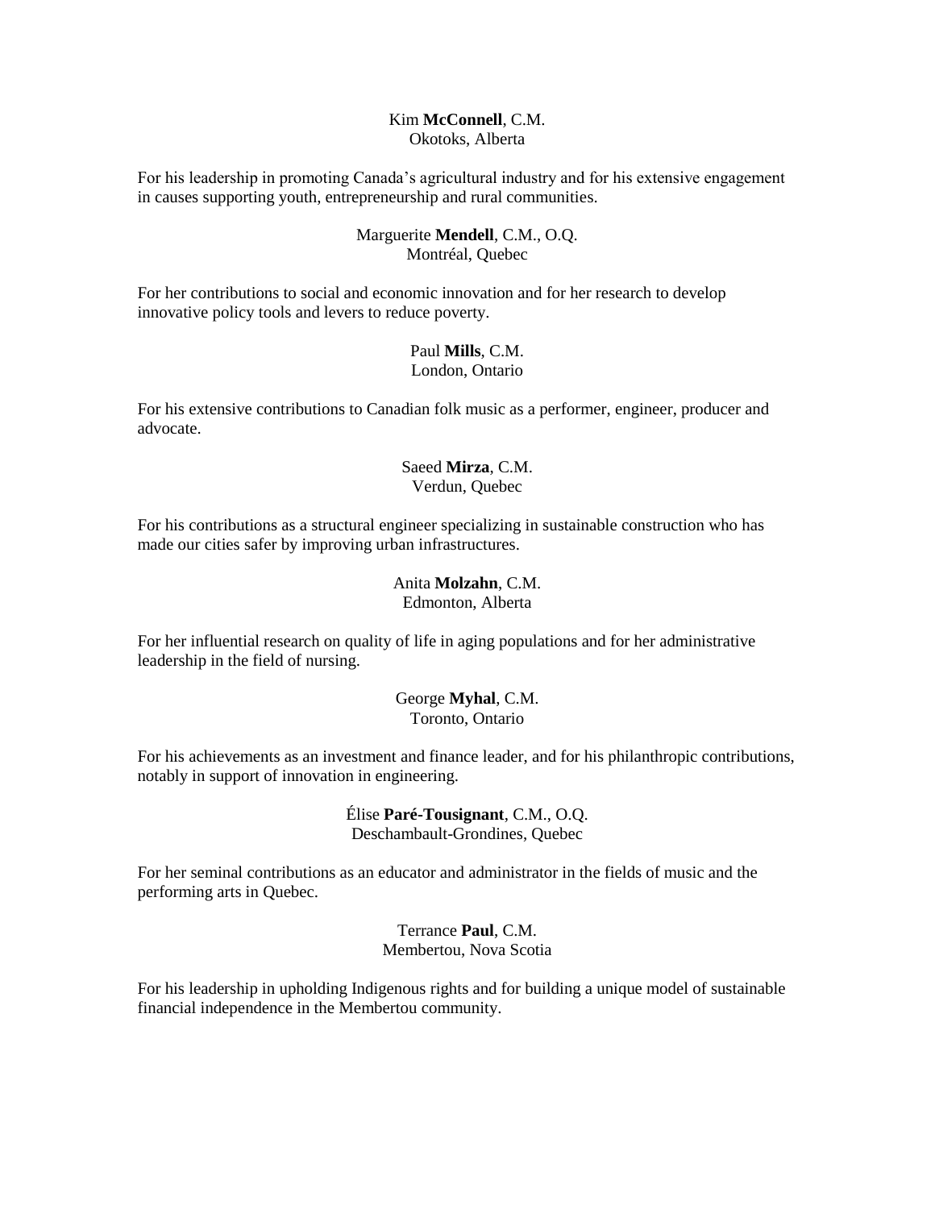Kim **McConnell**, C.M.
Okotoks, Alberta

For his leadership in promoting Canada's agricultural industry and for his extensive engagement in causes supporting youth, entrepreneurship and rural communities.

Marguerite **Mendell**, C.M., O.Q.
Montréal, Quebec

For her contributions to social and economic innovation and for her research to develop innovative policy tools and levers to reduce poverty.

Paul **Mills**, C.M.
London, Ontario

For his extensive contributions to Canadian folk music as a performer, engineer, producer and advocate.

Saeed **Mirza**, C.M.
Verdun, Quebec

For his contributions as a structural engineer specializing in sustainable construction who has made our cities safer by improving urban infrastructures.

Anita **Molzahn**, C.M.
Edmonton, Alberta

For her influential research on quality of life in aging populations and for her administrative leadership in the field of nursing.

George **Myhal**, C.M.
Toronto, Ontario

For his achievements as an investment and finance leader, and for his philanthropic contributions, notably in support of innovation in engineering.

Élise **Paré-Tousignant**, C.M., O.Q.
Deschambault-Grondines, Quebec

For her seminal contributions as an educator and administrator in the fields of music and the performing arts in Quebec.

Terrance **Paul**, C.M.
Membertou, Nova Scotia

For his leadership in upholding Indigenous rights and for building a unique model of sustainable financial independence in the Membertou community.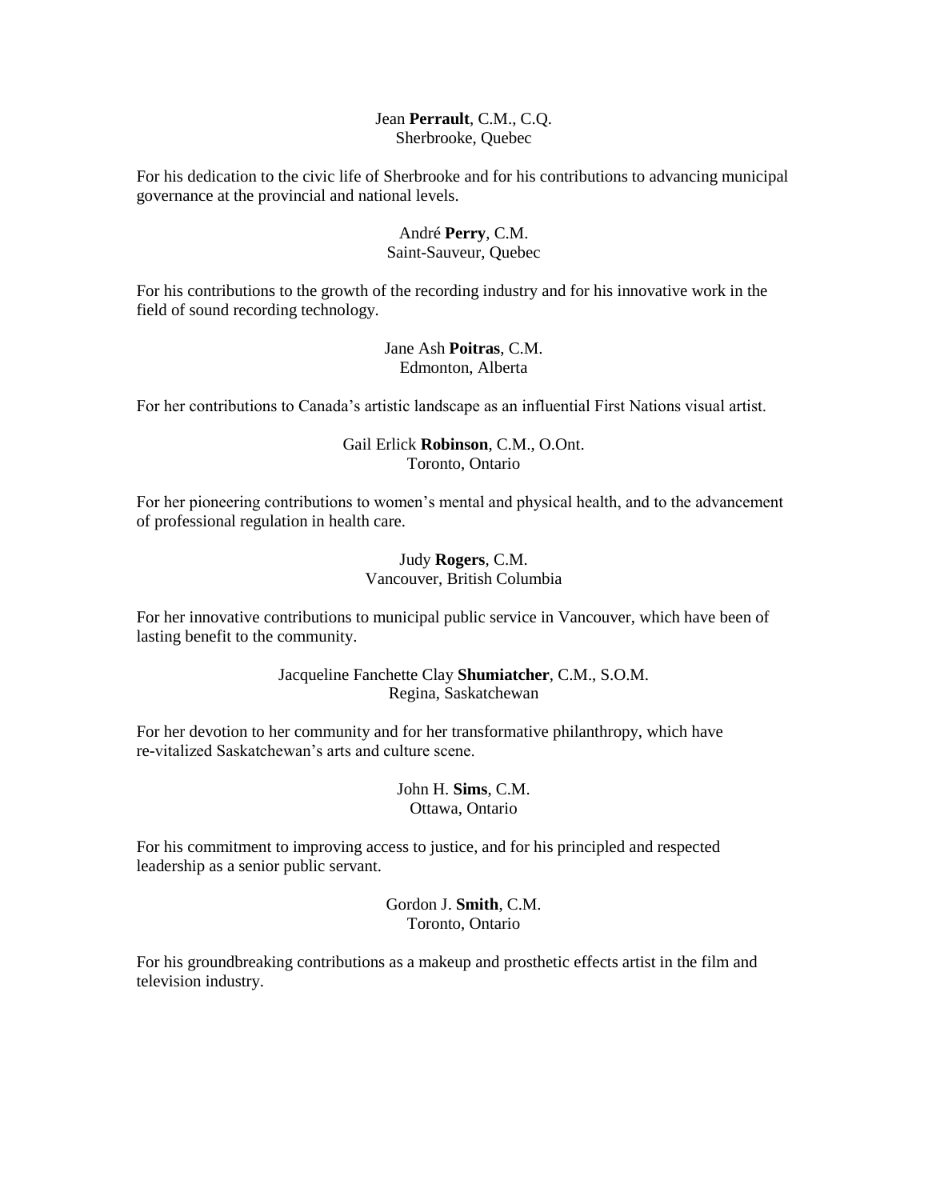Jean **Perrault**, C.M., C.Q.
Sherbrooke, Quebec

For his dedication to the civic life of Sherbrooke and for his contributions to advancing municipal governance at the provincial and national levels.

André **Perry**, C.M.
Saint-Sauveur, Quebec

For his contributions to the growth of the recording industry and for his innovative work in the field of sound recording technology.

Jane Ash **Poitras**, C.M.
Edmonton, Alberta

For her contributions to Canada's artistic landscape as an influential First Nations visual artist.

Gail Erlick **Robinson**, C.M., O.Ont.
Toronto, Ontario

For her pioneering contributions to women's mental and physical health, and to the advancement of professional regulation in health care.

Judy **Rogers**, C.M.
Vancouver, British Columbia

For her innovative contributions to municipal public service in Vancouver, which have been of lasting benefit to the community.

Jacqueline Fanchette Clay **Shumiatcher**, C.M., S.O.M.
Regina, Saskatchewan

For her devotion to her community and for her transformative philanthropy, which have re-vitalized Saskatchewan's arts and culture scene.

John H. **Sims**, C.M.
Ottawa, Ontario

For his commitment to improving access to justice, and for his principled and respected leadership as a senior public servant.

Gordon J. **Smith**, C.M.
Toronto, Ontario

For his groundbreaking contributions as a makeup and prosthetic effects artist in the film and television industry.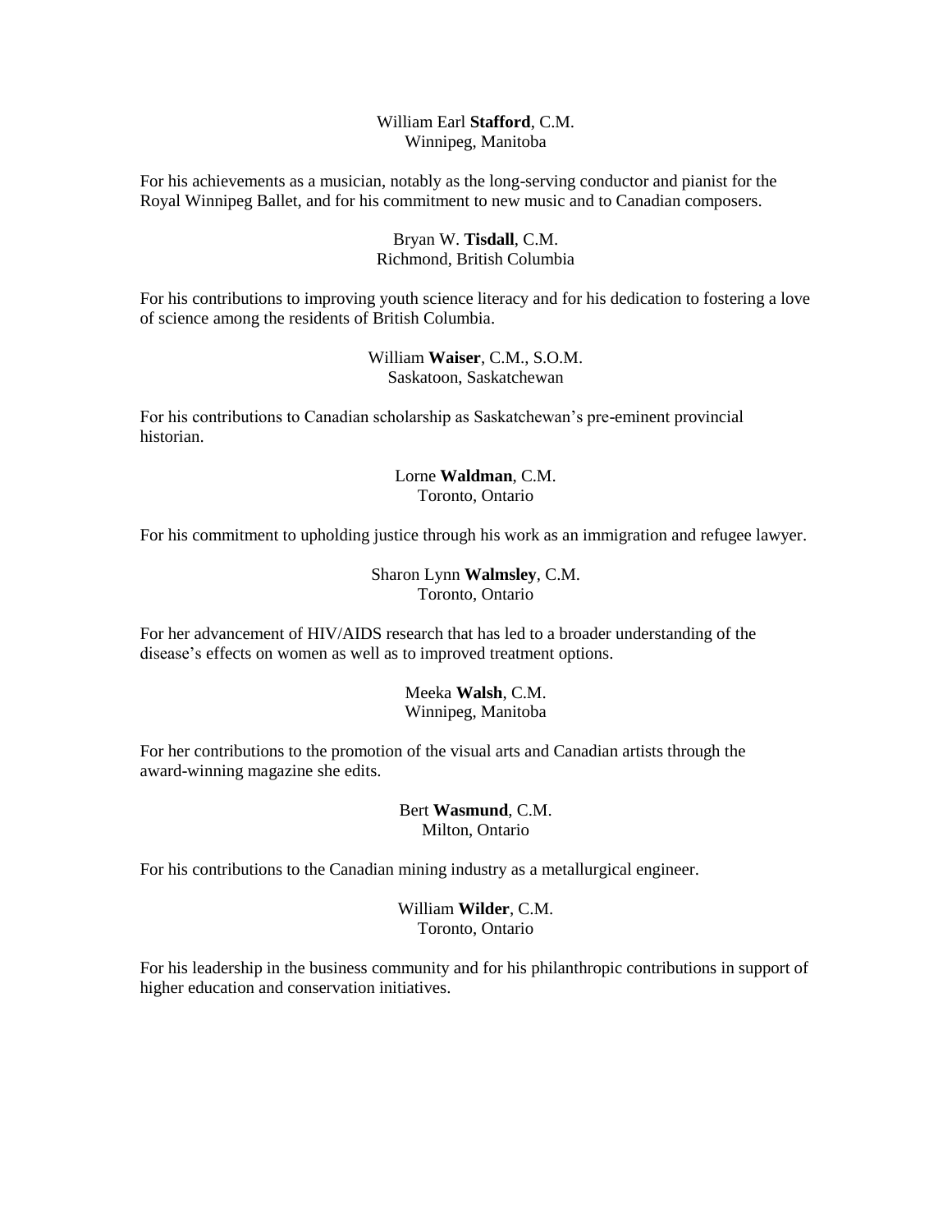William Earl **Stafford**, C.M.
Winnipeg, Manitoba

For his achievements as a musician, notably as the long-serving conductor and pianist for the Royal Winnipeg Ballet, and for his commitment to new music and to Canadian composers.

Bryan W. **Tisdall**, C.M.
Richmond, British Columbia

For his contributions to improving youth science literacy and for his dedication to fostering a love of science among the residents of British Columbia.

William **Waiser**, C.M., S.O.M.
Saskatoon, Saskatchewan

For his contributions to Canadian scholarship as Saskatchewan's pre-eminent provincial historian.

Lorne **Waldman**, C.M.
Toronto, Ontario

For his commitment to upholding justice through his work as an immigration and refugee lawyer.

Sharon Lynn **Walmsley**, C.M.
Toronto, Ontario

For her advancement of HIV/AIDS research that has led to a broader understanding of the disease's effects on women as well as to improved treatment options.

Meeka **Walsh**, C.M.
Winnipeg, Manitoba

For her contributions to the promotion of the visual arts and Canadian artists through the award-winning magazine she edits.

Bert **Wasmund**, C.M.
Milton, Ontario

For his contributions to the Canadian mining industry as a metallurgical engineer.

William **Wilder**, C.M.
Toronto, Ontario

For his leadership in the business community and for his philanthropic contributions in support of higher education and conservation initiatives.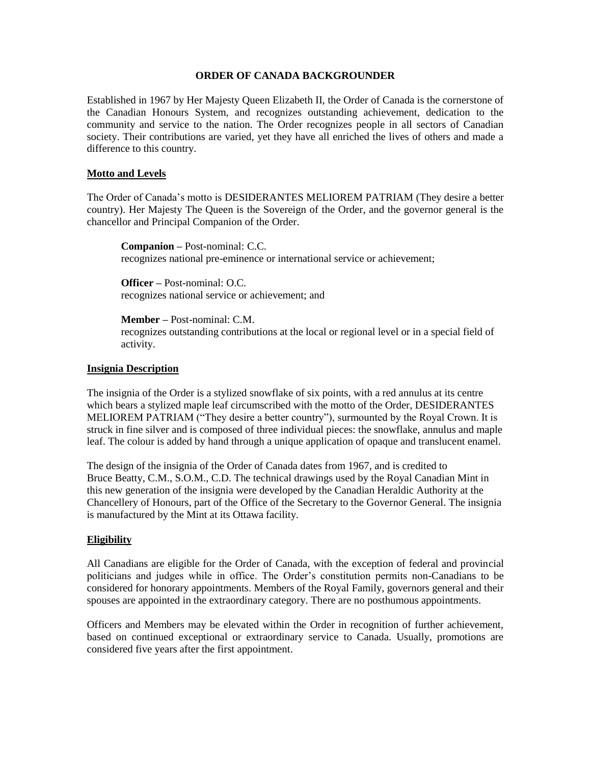# ORDER OF CANADA BACKGROUNDER

Established in 1967 by Her Majesty Queen Elizabeth II, the Order of Canada is the cornerstone of the Canadian Honours System, and recognizes outstanding achievement, dedication to the community and service to the nation. The Order recognizes people in all sectors of Canadian society. Their contributions are varied, yet they have all enriched the lives of others and made a difference to this country.

## Motto and Levels

The Order of Canada's motto is DESIDERANTES MELIOREM PATRIAM (They desire a better country). Her Majesty The Queen is the Sovereign of the Order, and the governor general is the chancellor and Principal Companion of the Order.

> **Companion –** Post-nominal: C.C.
> recognizes national pre-eminence or international service or achievement;
>
> **Officer –** Post-nominal: O.C.
> recognizes national service or achievement; and
>
> **Member –** Post-nominal: C.M.
> recognizes outstanding contributions at the local or regional level or in a special field of activity.

## Insignia Description

The insignia of the Order is a stylized snowflake of six points, with a red annulus at its centre which bears a stylized maple leaf circumscribed with the motto of the Order, DESIDERANTES MELIOREM PATRIAM ("They desire a better country"), surmounted by the Royal Crown. It is struck in fine silver and is composed of three individual pieces: the snowflake, annulus and maple leaf. The colour is added by hand through a unique application of opaque and translucent enamel.

The design of the insignia of the Order of Canada dates from 1967, and is credited to Bruce Beatty, C.M., S.O.M., C.D. The technical drawings used by the Royal Canadian Mint in this new generation of the insignia were developed by the Canadian Heraldic Authority at the Chancellery of Honours, part of the Office of the Secretary to the Governor General. The insignia is manufactured by the Mint at its Ottawa facility.

## Eligibility

All Canadians are eligible for the Order of Canada, with the exception of federal and provincial politicians and judges while in office. The Order's constitution permits non-Canadians to be considered for honorary appointments. Members of the Royal Family, governors general and their spouses are appointed in the extraordinary category. There are no posthumous appointments.

Officers and Members may be elevated within the Order in recognition of further achievement, based on continued exceptional or extraordinary service to Canada. Usually, promotions are considered five years after the first appointment.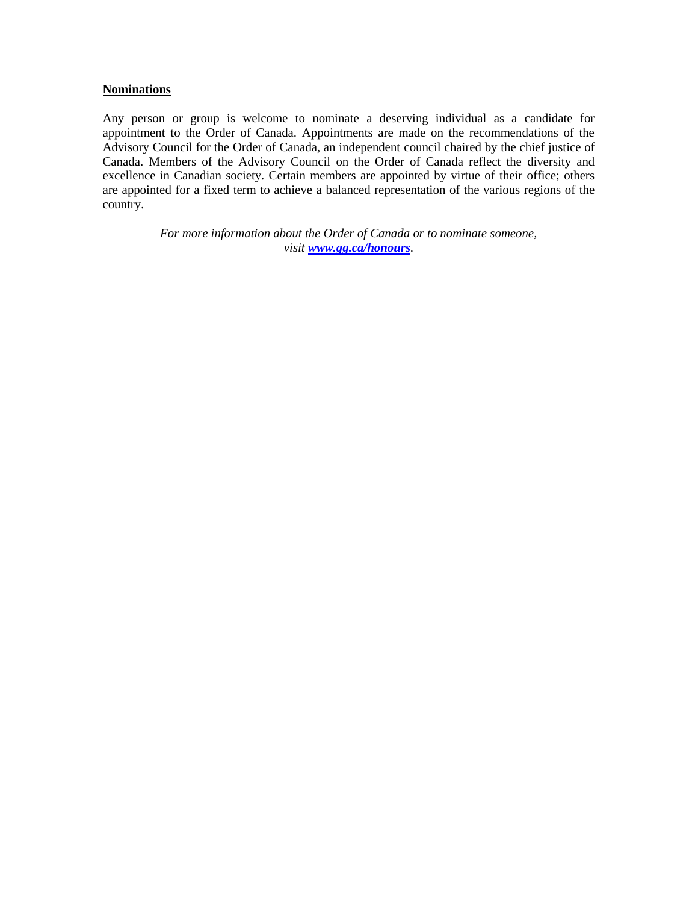**Nominations**

Any person or group is welcome to nominate a deserving individual as a candidate for appointment to the Order of Canada. Appointments are made on the recommendations of the Advisory Council for the Order of Canada, an independent council chaired by the chief justice of Canada. Members of the Advisory Council on the Order of Canada reflect the diversity and excellence in Canadian society. Certain members are appointed by virtue of their office; others are appointed for a fixed term to achieve a balanced representation of the various regions of the country.

*For more information about the Order of Canada or to nominate someone, visit* ***www.gg.ca/honours****.*